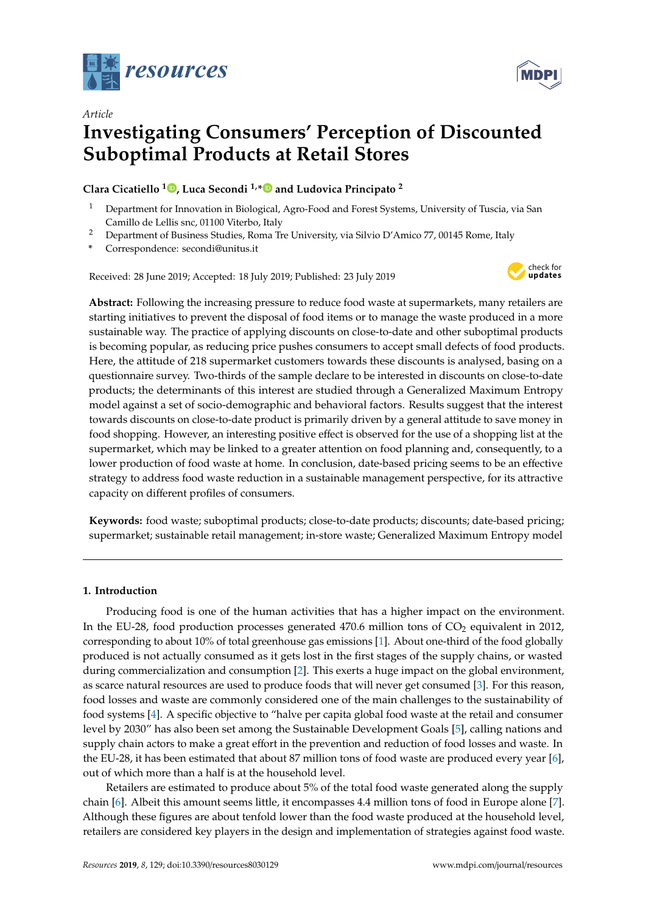*Article*

# Investigating Consumers' Perception of Discounted Suboptimal Products at Retail Stores

**Clara Cicatiello [1], Luca Secondi [1,*] and Ludovica Principato [2]**

[1] Department for Innovation in Biological, Agro-Food and Forest Systems, University of Tuscia, via San Camillo de Lellis snc, 01100 Viterbo, Italy

[2] Department of Business Studies, Roma Tre University, via Silvio D'Amico 77, 00145 Rome, Italy

\* Correspondence: secondi@unitus.it

Received: 28 June 2019; Accepted: 18 July 2019; Published: 23 July 2019

**Abstract:** Following the increasing pressure to reduce food waste at supermarkets, many retailers are starting initiatives to prevent the disposal of food items or to manage the waste produced in a more sustainable way. The practice of applying discounts on close-to-date and other suboptimal products is becoming popular, as reducing price pushes consumers to accept small defects of food products. Here, the attitude of 218 supermarket customers towards these discounts is analysed, basing on a questionnaire survey. Two-thirds of the sample declare to be interested in discounts on close-to-date products; the determinants of this interest are studied through a Generalized Maximum Entropy model against a set of socio-demographic and behavioral factors. Results suggest that the interest towards discounts on close-to-date product is primarily driven by a general attitude to save money in food shopping. However, an interesting positive effect is observed for the use of a shopping list at the supermarket, which may be linked to a greater attention on food planning and, consequently, to a lower production of food waste at home. In conclusion, date-based pricing seems to be an effective strategy to address food waste reduction in a sustainable management perspective, for its attractive capacity on different profiles of consumers.

**Keywords:** food waste; suboptimal products; close-to-date products; discounts; date-based pricing; supermarket; sustainable retail management; in-store waste; Generalized Maximum Entropy model

## 1. Introduction

Producing food is one of the human activities that has a higher impact on the environment. In the EU-28, food production processes generated 470.6 million tons of $CO_2$ equivalent in 2012, corresponding to about 10% of total greenhouse gas emissions [1]. About one-third of the food globally produced is not actually consumed as it gets lost in the first stages of the supply chains, or wasted during commercialization and consumption [2]. This exerts a huge impact on the global environment, as scarce natural resources are used to produce foods that will never get consumed [3]. For this reason, food losses and waste are commonly considered one of the main challenges to the sustainability of food systems [4]. A specific objective to "halve per capita global food waste at the retail and consumer level by 2030" has also been set among the Sustainable Development Goals [5], calling nations and supply chain actors to make a great effort in the prevention and reduction of food losses and waste. In the EU-28, it has been estimated that about 87 million tons of food waste are produced every year [6], out of which more than a half is at the household level.

Retailers are estimated to produce about 5% of the total food waste generated along the supply chain [6]. Albeit this amount seems little, it encompasses 4.4 million tons of food in Europe alone [7]. Although these figures are about tenfold lower than the food waste produced at the household level, retailers are considered key players in the design and implementation of strategies against food waste.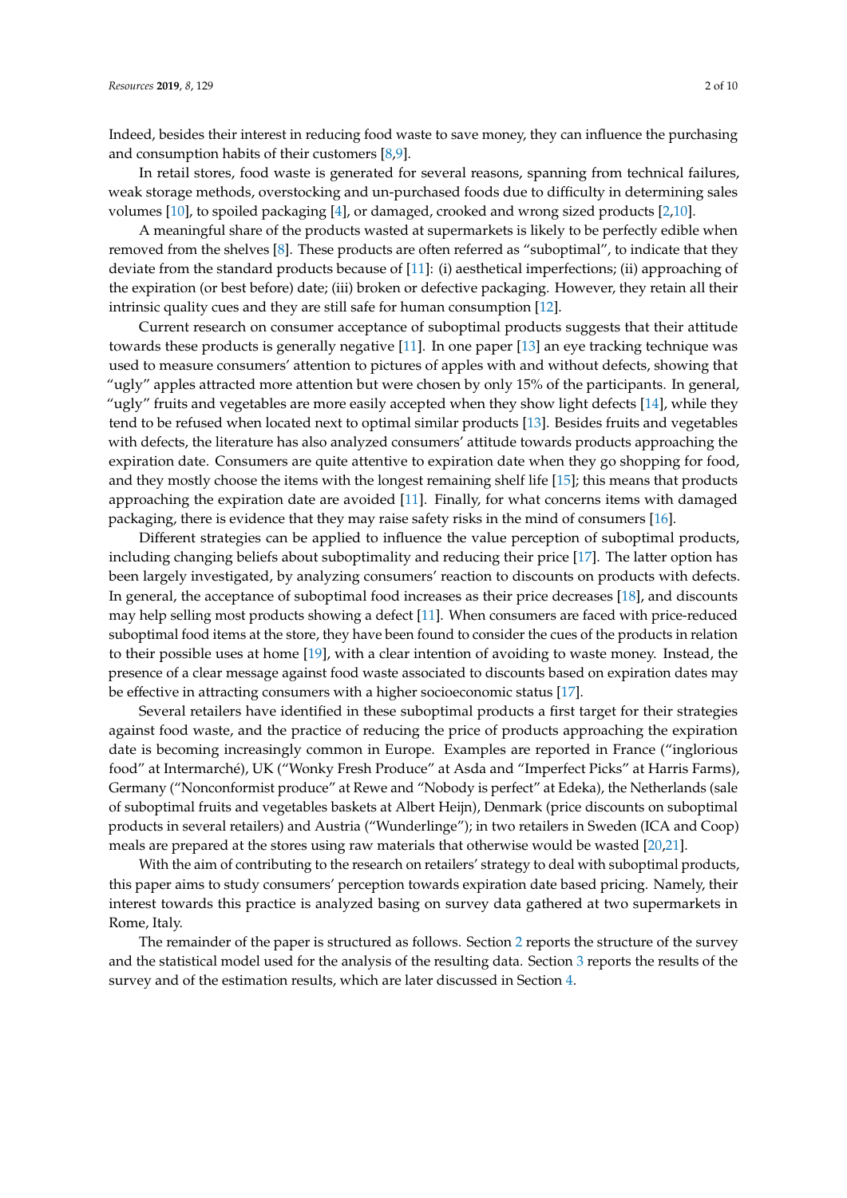Indeed, besides their interest in reducing food waste to save money, they can influence the purchasing and consumption habits of their customers [8,9].

In retail stores, food waste is generated for several reasons, spanning from technical failures, weak storage methods, overstocking and un-purchased foods due to difficulty in determining sales volumes [10], to spoiled packaging [4], or damaged, crooked and wrong sized products [2,10].

A meaningful share of the products wasted at supermarkets is likely to be perfectly edible when removed from the shelves [8]. These products are often referred as "suboptimal", to indicate that they deviate from the standard products because of [11]: (i) aesthetical imperfections; (ii) approaching of the expiration (or best before) date; (iii) broken or defective packaging. However, they retain all their intrinsic quality cues and they are still safe for human consumption [12].

Current research on consumer acceptance of suboptimal products suggests that their attitude towards these products is generally negative [11]. In one paper [13] an eye tracking technique was used to measure consumers' attention to pictures of apples with and without defects, showing that "ugly" apples attracted more attention but were chosen by only 15% of the participants. In general, "ugly" fruits and vegetables are more easily accepted when they show light defects [14], while they tend to be refused when located next to optimal similar products [13]. Besides fruits and vegetables with defects, the literature has also analyzed consumers' attitude towards products approaching the expiration date. Consumers are quite attentive to expiration date when they go shopping for food, and they mostly choose the items with the longest remaining shelf life [15]; this means that products approaching the expiration date are avoided [11]. Finally, for what concerns items with damaged packaging, there is evidence that they may raise safety risks in the mind of consumers [16].

Different strategies can be applied to influence the value perception of suboptimal products, including changing beliefs about suboptimality and reducing their price [17]. The latter option has been largely investigated, by analyzing consumers' reaction to discounts on products with defects. In general, the acceptance of suboptimal food increases as their price decreases [18], and discounts may help selling most products showing a defect [11]. When consumers are faced with price-reduced suboptimal food items at the store, they have been found to consider the cues of the products in relation to their possible uses at home [19], with a clear intention of avoiding to waste money. Instead, the presence of a clear message against food waste associated to discounts based on expiration dates may be effective in attracting consumers with a higher socioeconomic status [17].

Several retailers have identified in these suboptimal products a first target for their strategies against food waste, and the practice of reducing the price of products approaching the expiration date is becoming increasingly common in Europe. Examples are reported in France ("inglorious food" at Intermarché), UK ("Wonky Fresh Produce" at Asda and "Imperfect Picks" at Harris Farms), Germany ("Nonconformist produce" at Rewe and "Nobody is perfect" at Edeka), the Netherlands (sale of suboptimal fruits and vegetables baskets at Albert Heijn), Denmark (price discounts on suboptimal products in several retailers) and Austria ("Wunderlinge"); in two retailers in Sweden (ICA and Coop) meals are prepared at the stores using raw materials that otherwise would be wasted [20,21].

With the aim of contributing to the research on retailers' strategy to deal with suboptimal products, this paper aims to study consumers' perception towards expiration date based pricing. Namely, their interest towards this practice is analyzed basing on survey data gathered at two supermarkets in Rome, Italy.

The remainder of the paper is structured as follows. Section 2 reports the structure of the survey and the statistical model used for the analysis of the resulting data. Section 3 reports the results of the survey and of the estimation results, which are later discussed in Section 4.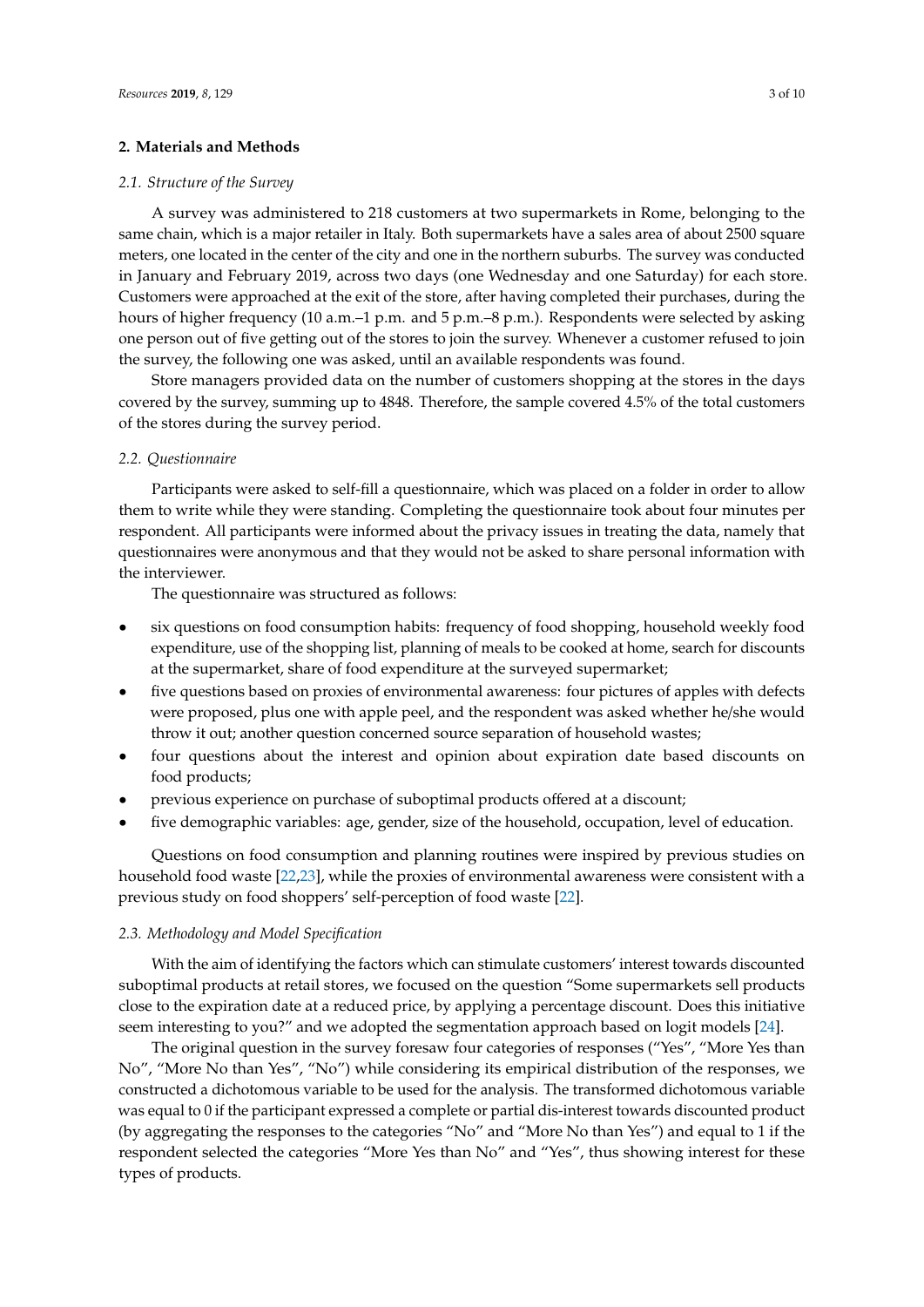## 2. Materials and Methods

### 2.1. Structure of the Survey

A survey was administered to 218 customers at two supermarkets in Rome, belonging to the same chain, which is a major retailer in Italy. Both supermarkets have a sales area of about 2500 square meters, one located in the center of the city and one in the northern suburbs. The survey was conducted in January and February 2019, across two days (one Wednesday and one Saturday) for each store. Customers were approached at the exit of the store, after having completed their purchases, during the hours of higher frequency (10 a.m.–1 p.m. and 5 p.m.–8 p.m.). Respondents were selected by asking one person out of five getting out of the stores to join the survey. Whenever a customer refused to join the survey, the following one was asked, until an available respondents was found.

Store managers provided data on the number of customers shopping at the stores in the days covered by the survey, summing up to 4848. Therefore, the sample covered 4.5% of the total customers of the stores during the survey period.

### 2.2. Questionnaire

Participants were asked to self-fill a questionnaire, which was placed on a folder in order to allow them to write while they were standing. Completing the questionnaire took about four minutes per respondent. All participants were informed about the privacy issues in treating the data, namely that questionnaires were anonymous and that they would not be asked to share personal information with the interviewer.

The questionnaire was structured as follows:

- six questions on food consumption habits: frequency of food shopping, household weekly food expenditure, use of the shopping list, planning of meals to be cooked at home, search for discounts at the supermarket, share of food expenditure at the surveyed supermarket;
- five questions based on proxies of environmental awareness: four pictures of apples with defects were proposed, plus one with apple peel, and the respondent was asked whether he/she would throw it out; another question concerned source separation of household wastes;
- four questions about the interest and opinion about expiration date based discounts on food products;
- previous experience on purchase of suboptimal products offered at a discount;
- five demographic variables: age, gender, size of the household, occupation, level of education.

Questions on food consumption and planning routines were inspired by previous studies on household food waste [22,23], while the proxies of environmental awareness were consistent with a previous study on food shoppers' self-perception of food waste [22].

### 2.3. Methodology and Model Specification

With the aim of identifying the factors which can stimulate customers' interest towards discounted suboptimal products at retail stores, we focused on the question "Some supermarkets sell products close to the expiration date at a reduced price, by applying a percentage discount. Does this initiative seem interesting to you?" and we adopted the segmentation approach based on logit models [24].

The original question in the survey foresaw four categories of responses ("Yes", "More Yes than No", "More No than Yes", "No") while considering its empirical distribution of the responses, we constructed a dichotomous variable to be used for the analysis. The transformed dichotomous variable was equal to 0 if the participant expressed a complete or partial dis-interest towards discounted product (by aggregating the responses to the categories "No" and "More No than Yes") and equal to 1 if the respondent selected the categories "More Yes than No" and "Yes", thus showing interest for these types of products.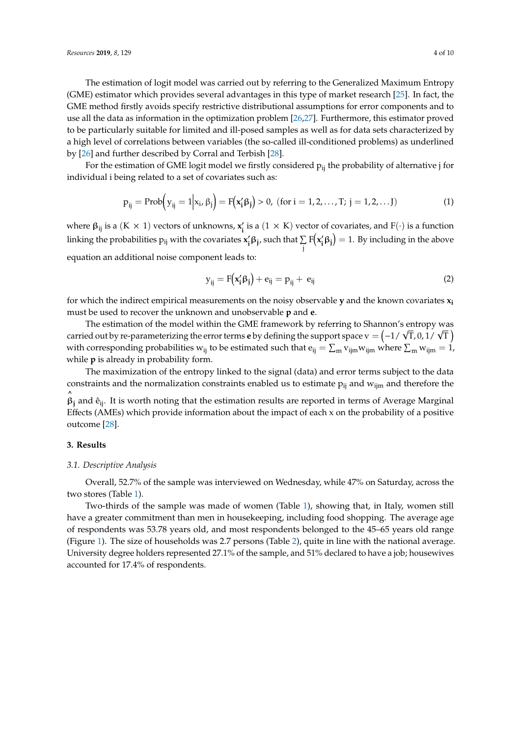The estimation of logit model was carried out by referring to the Generalized Maximum Entropy (GME) estimator which provides several advantages in this type of market research [25]. In fact, the GME method firstly avoids specify restrictive distributional assumptions for error components and to use all the data as information in the optimization problem [26,27]. Furthermore, this estimator proved to be particularly suitable for limited and ill-posed samples as well as for data sets characterized by a high level of correlations between variables (the so-called ill-conditioned problems) as underlined by [26] and further described by Corral and Terbish [28].

For the estimation of GME logit model we firstly considered $p_{ij}$ the probability of alternative j for individual i being related to a set of covariates such as:

$$p_{ij} = \text{Prob}\Big(y_{ij} = 1 \Big| x_i, \beta_j\Big) = F\Big(\mathbf{x}_i' \boldsymbol{\beta}_j\Big) > 0, \text{ (for } i = 1, 2, \ldots, T; \; j = 1, 2, \ldots J) \tag{1}$$

where $\boldsymbol{\beta}_{ij}$ is a $(K \times 1)$ vectors of unknowns, $\mathbf{x}_i'$ is a $(1 \times K)$ vector of covariates, and $F(\cdot)$ is a function linking the probabilities $p_{ij}$ with the covariates $\mathbf{x}_i' \boldsymbol{\beta}_j$, such that $\sum_j F\Big(\mathbf{x}_i' \boldsymbol{\beta}_j\Big) = 1$. By including in the above equation an additional noise component leads to:

$$y_{ij} = F\Big(\mathbf{x}_i' \boldsymbol{\beta}_j\Big) + e_{ij} = p_{ij} + e_{ij} \tag{2}$$

for which the indirect empirical measurements on the noisy observable $\mathbf{y}$ and the known covariates $\mathbf{x}_i$ must be used to recover the unknown and unobservable $\mathbf{p}$ and $\mathbf{e}$.

The estimation of the model within the GME framework by referring to Shannon's entropy was carried out by re-parameterizing the error terms $\mathbf{e}$ by defining the support space $v = \big(-1/\sqrt{T}, 0, 1/\sqrt{T}\,\big)$ with corresponding probabilities $w_{ij}$ to be estimated such that $e_{ij} = \sum_m v_{ijm} w_{ijm}$ where $\sum_m w_{ijm} = 1$, while $\mathbf{p}$ is already in probability form.

The maximization of the entropy linked to the signal (data) and error terms subject to the data constraints and the normalization constraints enabled us to estimate $p_{ij}$ and $w_{ijm}$ and therefore the $\hat{\boldsymbol{\beta}}_j$ and $\hat{e}_{ij}$. It is worth noting that the estimation results are reported in terms of Average Marginal Effects (AMEs) which provide information about the impact of each x on the probability of a positive outcome [28].

## 3. Results

### 3.1. Descriptive Analysis

Overall, 52.7% of the sample was interviewed on Wednesday, while 47% on Saturday, across the two stores (Table 1).

Two-thirds of the sample was made of women (Table 1), showing that, in Italy, women still have a greater commitment than men in housekeeping, including food shopping. The average age of respondents was 53.78 years old, and most respondents belonged to the 45–65 years old range (Figure 1). The size of households was 2.7 persons (Table 2), quite in line with the national average. University degree holders represented 27.1% of the sample, and 51% declared to have a job; housewives accounted for 17.4% of respondents.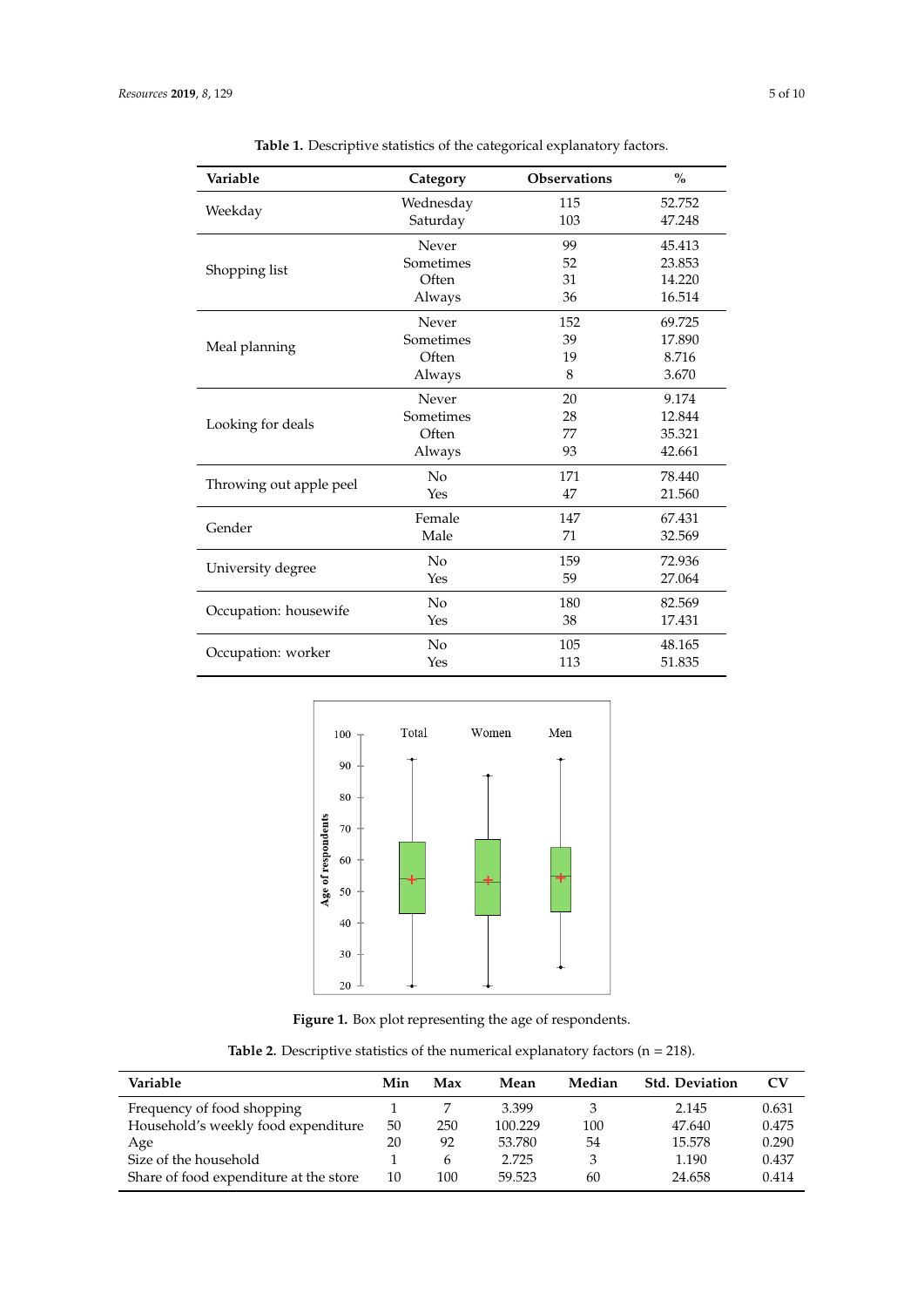**Table 1.** Descriptive statistics of the categorical explanatory factors.

| Variable | Category | Observations | % |
|---|---|---|---|
| Weekday | Wednesday | 115 | 52.752 |
| | Saturday | 103 | 47.248 |
| Shopping list | Never | 99 | 45.413 |
| | Sometimes | 52 | 23.853 |
| | Often | 31 | 14.220 |
| | Always | 36 | 16.514 |
| Meal planning | Never | 152 | 69.725 |
| | Sometimes | 39 | 17.890 |
| | Often | 19 | 8.716 |
| | Always | 8 | 3.670 |
| Looking for deals | Never | 20 | 9.174 |
| | Sometimes | 28 | 12.844 |
| | Often | 77 | 35.321 |
| | Always | 93 | 42.661 |
| Throwing out apple peel | No | 171 | 78.440 |
| | Yes | 47 | 21.560 |
| Gender | Female | 147 | 67.431 |
| | Male | 71 | 32.569 |
| University degree | No | 159 | 72.936 |
| | Yes | 59 | 27.064 |
| Occupation: housewife | No | 180 | 82.569 |
| | Yes | 38 | 17.431 |
| Occupation: worker | No | 105 | 48.165 |
| | Yes | 113 | 51.835 |

**Figure 1.** Box plot representing the age of respondents.

**Table 2.** Descriptive statistics of the numerical explanatory factors (n = 218).

| Variable | Min | Max | Mean | Median | Std. Deviation | CV |
|---|---|---|---|---|---|---|
| Frequency of food shopping | 1 | 7 | 3.399 | 3 | 2.145 | 0.631 |
| Household's weekly food expenditure | 50 | 250 | 100.229 | 100 | 47.640 | 0.475 |
| Age | 20 | 92 | 53.780 | 54 | 15.578 | 0.290 |
| Size of the household | 1 | 6 | 2.725 | 3 | 1.190 | 0.437 |
| Share of food expenditure at the store | 10 | 100 | 59.523 | 60 | 24.658 | 0.414 |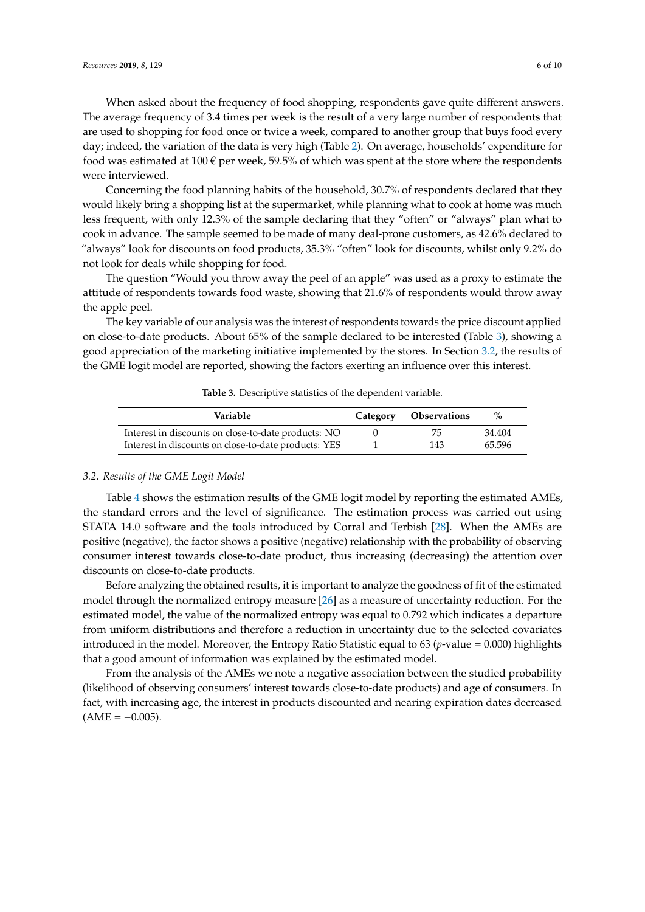When asked about the frequency of food shopping, respondents gave quite different answers. The average frequency of 3.4 times per week is the result of a very large number of respondents that are used to shopping for food once or twice a week, compared to another group that buys food every day; indeed, the variation of the data is very high (Table 2). On average, households' expenditure for food was estimated at 100 € per week, 59.5% of which was spent at the store where the respondents were interviewed.

Concerning the food planning habits of the household, 30.7% of respondents declared that they would likely bring a shopping list at the supermarket, while planning what to cook at home was much less frequent, with only 12.3% of the sample declaring that they "often" or "always" plan what to cook in advance. The sample seemed to be made of many deal-prone customers, as 42.6% declared to "always" look for discounts on food products, 35.3% "often" look for discounts, whilst only 9.2% do not look for deals while shopping for food.

The question "Would you throw away the peel of an apple" was used as a proxy to estimate the attitude of respondents towards food waste, showing that 21.6% of respondents would throw away the apple peel.

The key variable of our analysis was the interest of respondents towards the price discount applied on close-to-date products. About 65% of the sample declared to be interested (Table 3), showing a good appreciation of the marketing initiative implemented by the stores. In Section 3.2, the results of the GME logit model are reported, showing the factors exerting an influence over this interest.

**Table 3.** Descriptive statistics of the dependent variable.

| Variable | Category | Observations | % |
| --- | --- | --- | --- |
| Interest in discounts on close-to-date products: NO | 0 | 75 | 34.404 |
| Interest in discounts on close-to-date products: YES | 1 | 143 | 65.596 |

### *3.2. Results of the GME Logit Model*

Table 4 shows the estimation results of the GME logit model by reporting the estimated AMEs, the standard errors and the level of significance. The estimation process was carried out using STATA 14.0 software and the tools introduced by Corral and Terbish [28]. When the AMEs are positive (negative), the factor shows a positive (negative) relationship with the probability of observing consumer interest towards close-to-date product, thus increasing (decreasing) the attention over discounts on close-to-date products.

Before analyzing the obtained results, it is important to analyze the goodness of fit of the estimated model through the normalized entropy measure [26] as a measure of uncertainty reduction. For the estimated model, the value of the normalized entropy was equal to 0.792 which indicates a departure from uniform distributions and therefore a reduction in uncertainty due to the selected covariates introduced in the model. Moreover, the Entropy Ratio Statistic equal to 63 ($p$-value = 0.000) highlights that a good amount of information was explained by the estimated model.

From the analysis of the AMEs we note a negative association between the studied probability (likelihood of observing consumers' interest towards close-to-date products) and age of consumers. In fact, with increasing age, the interest in products discounted and nearing expiration dates decreased (AME = −0.005).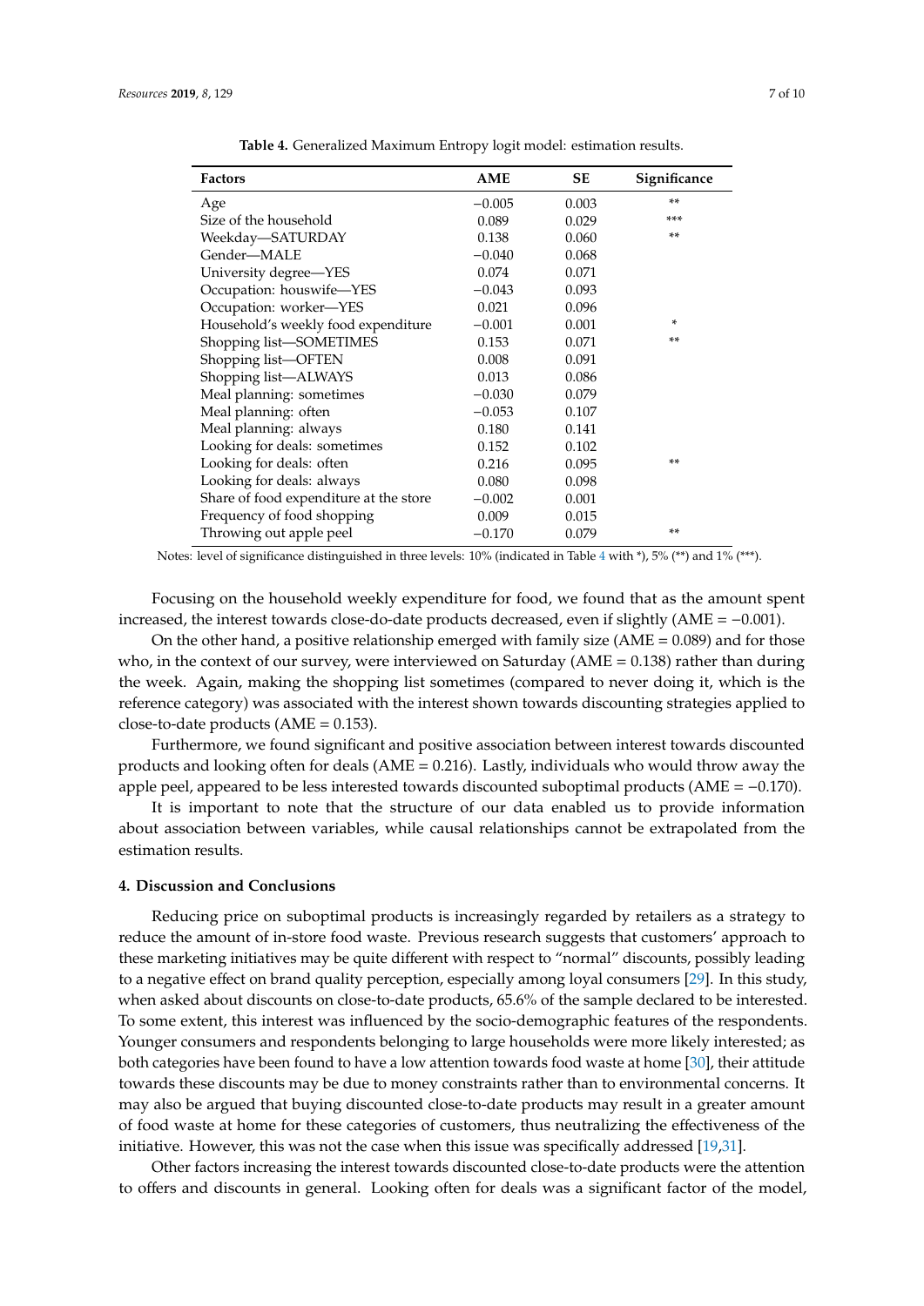**Table 4.** Generalized Maximum Entropy logit model: estimation results.

| Factors | AME | SE | Significance |
|---|---|---|---|
| Age | −0.005 | 0.003 | ** |
| Size of the household | 0.089 | 0.029 | *** |
| Weekday—SATURDAY | 0.138 | 0.060 | ** |
| Gender—MALE | −0.040 | 0.068 | |
| University degree—YES | 0.074 | 0.071 | |
| Occupation: houswife—YES | −0.043 | 0.093 | |
| Occupation: worker—YES | 0.021 | 0.096 | |
| Household's weekly food expenditure | −0.001 | 0.001 | * |
| Shopping list—SOMETIMES | 0.153 | 0.071 | ** |
| Shopping list—OFTEN | 0.008 | 0.091 | |
| Shopping list—ALWAYS | 0.013 | 0.086 | |
| Meal planning: sometimes | −0.030 | 0.079 | |
| Meal planning: often | −0.053 | 0.107 | |
| Meal planning: always | 0.180 | 0.141 | |
| Looking for deals: sometimes | 0.152 | 0.102 | |
| Looking for deals: often | 0.216 | 0.095 | ** |
| Looking for deals: always | 0.080 | 0.098 | |
| Share of food expenditure at the store | −0.002 | 0.001 | |
| Frequency of food shopping | 0.009 | 0.015 | |
| Throwing out apple peel | −0.170 | 0.079 | ** |

Notes: level of significance distinguished in three levels: 10% (indicated in Table 4 with *), 5% (**) and 1% (***).

Focusing on the household weekly expenditure for food, we found that as the amount spent increased, the interest towards close-do-date products decreased, even if slightly (AME = −0.001).

On the other hand, a positive relationship emerged with family size (AME = 0.089) and for those who, in the context of our survey, were interviewed on Saturday (AME = 0.138) rather than during the week. Again, making the shopping list sometimes (compared to never doing it, which is the reference category) was associated with the interest shown towards discounting strategies applied to close-to-date products (AME = 0.153).

Furthermore, we found significant and positive association between interest towards discounted products and looking often for deals (AME = 0.216). Lastly, individuals who would throw away the apple peel, appeared to be less interested towards discounted suboptimal products (AME = −0.170).

It is important to note that the structure of our data enabled us to provide information about association between variables, while causal relationships cannot be extrapolated from the estimation results.

## 4. Discussion and Conclusions

Reducing price on suboptimal products is increasingly regarded by retailers as a strategy to reduce the amount of in-store food waste. Previous research suggests that customers' approach to these marketing initiatives may be quite different with respect to "normal" discounts, possibly leading to a negative effect on brand quality perception, especially among loyal consumers [29]. In this study, when asked about discounts on close-to-date products, 65.6% of the sample declared to be interested. To some extent, this interest was influenced by the socio-demographic features of the respondents. Younger consumers and respondents belonging to large households were more likely interested; as both categories have been found to have a low attention towards food waste at home [30], their attitude towards these discounts may be due to money constraints rather than to environmental concerns. It may also be argued that buying discounted close-to-date products may result in a greater amount of food waste at home for these categories of customers, thus neutralizing the effectiveness of the initiative. However, this was not the case when this issue was specifically addressed [19,31].

Other factors increasing the interest towards discounted close-to-date products were the attention to offers and discounts in general. Looking often for deals was a significant factor of the model,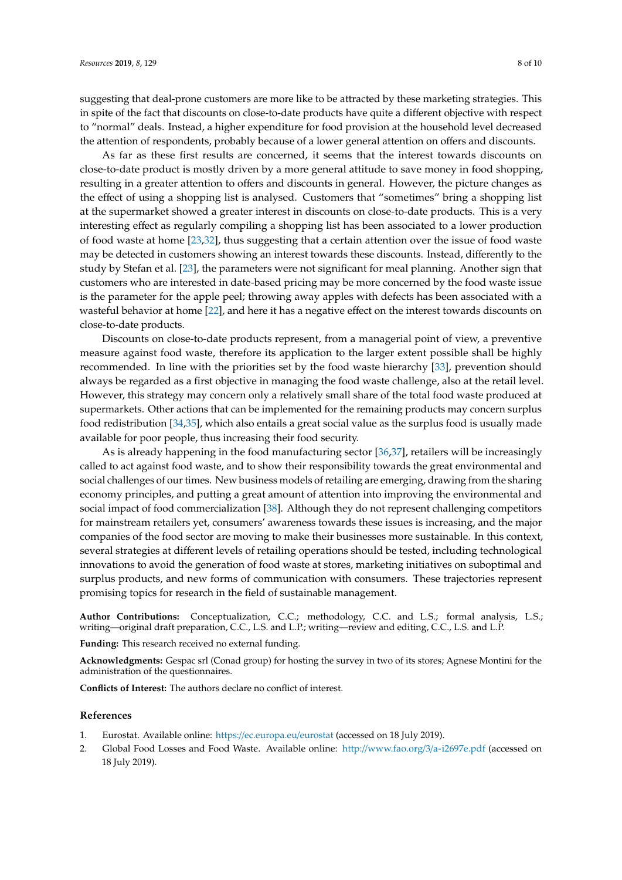suggesting that deal-prone customers are more like to be attracted by these marketing strategies. This in spite of the fact that discounts on close-to-date products have quite a different objective with respect to "normal" deals. Instead, a higher expenditure for food provision at the household level decreased the attention of respondents, probably because of a lower general attention on offers and discounts.

As far as these first results are concerned, it seems that the interest towards discounts on close-to-date product is mostly driven by a more general attitude to save money in food shopping, resulting in a greater attention to offers and discounts in general. However, the picture changes as the effect of using a shopping list is analysed. Customers that "sometimes" bring a shopping list at the supermarket showed a greater interest in discounts on close-to-date products. This is a very interesting effect as regularly compiling a shopping list has been associated to a lower production of food waste at home [23,32], thus suggesting that a certain attention over the issue of food waste may be detected in customers showing an interest towards these discounts. Instead, differently to the study by Stefan et al. [23], the parameters were not significant for meal planning. Another sign that customers who are interested in date-based pricing may be more concerned by the food waste issue is the parameter for the apple peel; throwing away apples with defects has been associated with a wasteful behavior at home [22], and here it has a negative effect on the interest towards discounts on close-to-date products.

Discounts on close-to-date products represent, from a managerial point of view, a preventive measure against food waste, therefore its application to the larger extent possible shall be highly recommended. In line with the priorities set by the food waste hierarchy [33], prevention should always be regarded as a first objective in managing the food waste challenge, also at the retail level. However, this strategy may concern only a relatively small share of the total food waste produced at supermarkets. Other actions that can be implemented for the remaining products may concern surplus food redistribution [34,35], which also entails a great social value as the surplus food is usually made available for poor people, thus increasing their food security.

As is already happening in the food manufacturing sector [36,37], retailers will be increasingly called to act against food waste, and to show their responsibility towards the great environmental and social challenges of our times. New business models of retailing are emerging, drawing from the sharing economy principles, and putting a great amount of attention into improving the environmental and social impact of food commercialization [38]. Although they do not represent challenging competitors for mainstream retailers yet, consumers' awareness towards these issues is increasing, and the major companies of the food sector are moving to make their businesses more sustainable. In this context, several strategies at different levels of retailing operations should be tested, including technological innovations to avoid the generation of food waste at stores, marketing initiatives on suboptimal and surplus products, and new forms of communication with consumers. These trajectories represent promising topics for research in the field of sustainable management.

**Author Contributions:** Conceptualization, C.C.; methodology, C.C. and L.S.; formal analysis, L.S.; writing—original draft preparation, C.C., L.S. and L.P.; writing—review and editing, C.C., L.S. and L.P.

**Funding:** This research received no external funding.

**Acknowledgments:** Gespac srl (Conad group) for hosting the survey in two of its stores; Agnese Montini for the administration of the questionnaires.

**Conflicts of Interest:** The authors declare no conflict of interest.

## References

1. Eurostat. Available online: https://ec.europa.eu/eurostat (accessed on 18 July 2019).
2. Global Food Losses and Food Waste. Available online: http://www.fao.org/3/a-i2697e.pdf (accessed on 18 July 2019).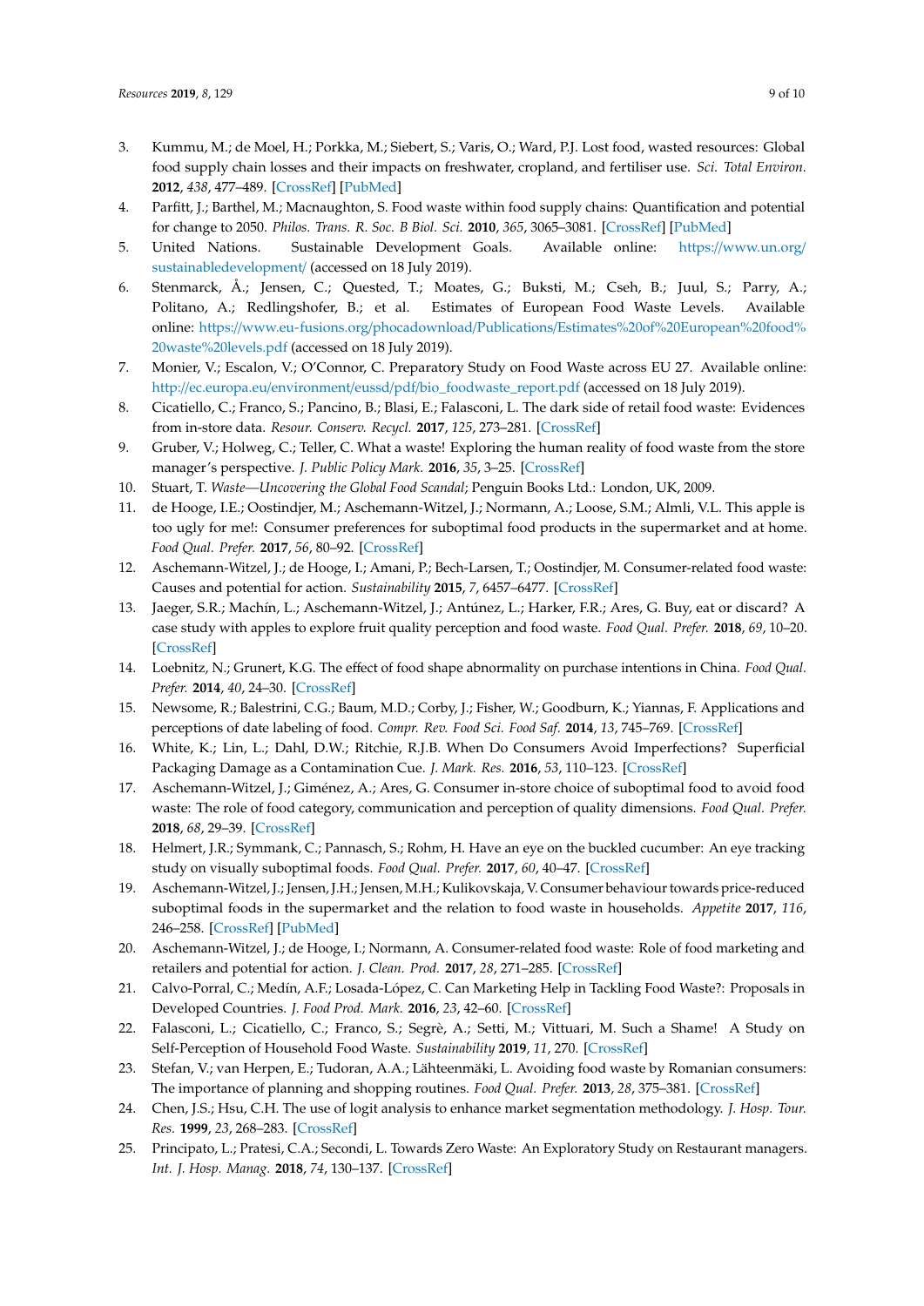3. Kummu, M.; de Moel, H.; Porkka, M.; Siebert, S.; Varis, O.; Ward, P.J. Lost food, wasted resources: Global food supply chain losses and their impacts on freshwater, cropland, and fertiliser use. *Sci. Total Environ.* **2012**, *438*, 477–489. [CrossRef] [PubMed]
4. Parfitt, J.; Barthel, M.; Macnaughton, S. Food waste within food supply chains: Quantification and potential for change to 2050. *Philos. Trans. R. Soc. B Biol. Sci.* **2010**, *365*, 3065–3081. [CrossRef] [PubMed]
5. United Nations. Sustainable Development Goals. Available online: https://www.un.org/sustainabledevelopment/ (accessed on 18 July 2019).
6. Stenmarck, Å.; Jensen, C.; Quested, T.; Moates, G.; Buksti, M.; Cseh, B.; Juul, S.; Parry, A.; Politano, A.; Redlingshofer, B.; et al. Estimates of European Food Waste Levels. Available online: https://www.eu-fusions.org/phocadownload/Publications/Estimates%20of%20European%20food%20waste%20levels.pdf (accessed on 18 July 2019).
7. Monier, V.; Escalon, V.; O'Connor, C. Preparatory Study on Food Waste across EU 27. Available online: http://ec.europa.eu/environment/eussd/pdf/bio_foodwaste_report.pdf (accessed on 18 July 2019).
8. Cicatiello, C.; Franco, S.; Pancino, B.; Blasi, E.; Falasconi, L. The dark side of retail food waste: Evidences from in-store data. *Resour. Conserv. Recycl.* **2017**, *125*, 273–281. [CrossRef]
9. Gruber, V.; Holweg, C.; Teller, C. What a waste! Exploring the human reality of food waste from the store manager's perspective. *J. Public Policy Mark.* **2016**, *35*, 3–25. [CrossRef]
10. Stuart, T. *Waste—Uncovering the Global Food Scandal*; Penguin Books Ltd.: London, UK, 2009.
11. de Hooge, I.E.; Oostindjer, M.; Aschemann-Witzel, J.; Normann, A.; Loose, S.M.; Almli, V.L. This apple is too ugly for me!: Consumer preferences for suboptimal food products in the supermarket and at home. *Food Qual. Prefer.* **2017**, *56*, 80–92. [CrossRef]
12. Aschemann-Witzel, J.; de Hooge, I.; Amani, P.; Bech-Larsen, T.; Oostindjer, M. Consumer-related food waste: Causes and potential for action. *Sustainability* **2015**, *7*, 6457–6477. [CrossRef]
13. Jaeger, S.R.; Machín, L.; Aschemann-Witzel, J.; Antúnez, L.; Harker, F.R.; Ares, G. Buy, eat or discard? A case study with apples to explore fruit quality perception and food waste. *Food Qual. Prefer.* **2018**, *69*, 10–20. [CrossRef]
14. Loebnitz, N.; Grunert, K.G. The effect of food shape abnormality on purchase intentions in China. *Food Qual. Prefer.* **2014**, *40*, 24–30. [CrossRef]
15. Newsome, R.; Balestrini, C.G.; Baum, M.D.; Corby, J.; Fisher, W.; Goodburn, K.; Yiannas, F. Applications and perceptions of date labeling of food. *Compr. Rev. Food Sci. Food Saf.* **2014**, *13*, 745–769. [CrossRef]
16. White, K.; Lin, L.; Dahl, D.W.; Ritchie, R.J.B. When Do Consumers Avoid Imperfections? Superficial Packaging Damage as a Contamination Cue. *J. Mark. Res.* **2016**, *53*, 110–123. [CrossRef]
17. Aschemann-Witzel, J.; Giménez, A.; Ares, G. Consumer in-store choice of suboptimal food to avoid food waste: The role of food category, communication and perception of quality dimensions. *Food Qual. Prefer.* **2018**, *68*, 29–39. [CrossRef]
18. Helmert, J.R.; Symmank, C.; Pannasch, S.; Rohm, H. Have an eye on the buckled cucumber: An eye tracking study on visually suboptimal foods. *Food Qual. Prefer.* **2017**, *60*, 40–47. [CrossRef]
19. Aschemann-Witzel, J.; Jensen, J.H.; Jensen, M.H.; Kulikovskaja, V. Consumer behaviour towards price-reduced suboptimal foods in the supermarket and the relation to food waste in households. *Appetite* **2017**, *116*, 246–258. [CrossRef] [PubMed]
20. Aschemann-Witzel, J.; de Hooge, I.; Normann, A. Consumer-related food waste: Role of food marketing and retailers and potential for action. *J. Clean. Prod.* **2017**, *28*, 271–285. [CrossRef]
21. Calvo-Porral, C.; Medín, A.F.; Losada-López, C. Can Marketing Help in Tackling Food Waste?: Proposals in Developed Countries. *J. Food Prod. Mark.* **2016**, *23*, 42–60. [CrossRef]
22. Falasconi, L.; Cicatiello, C.; Franco, S.; Segrè, A.; Setti, M.; Vittuari, M. Such a Shame! A Study on Self-Perception of Household Food Waste. *Sustainability* **2019**, *11*, 270. [CrossRef]
23. Stefan, V.; van Herpen, E.; Tudoran, A.A.; Lähteenmäki, L. Avoiding food waste by Romanian consumers: The importance of planning and shopping routines. *Food Qual. Prefer.* **2013**, *28*, 375–381. [CrossRef]
24. Chen, J.S.; Hsu, C.H. The use of logit analysis to enhance market segmentation methodology. *J. Hosp. Tour. Res.* **1999**, *23*, 268–283. [CrossRef]
25. Principato, L.; Pratesi, C.A.; Secondi, L. Towards Zero Waste: An Exploratory Study on Restaurant managers. *Int. J. Hosp. Manag.* **2018**, *74*, 130–137. [CrossRef]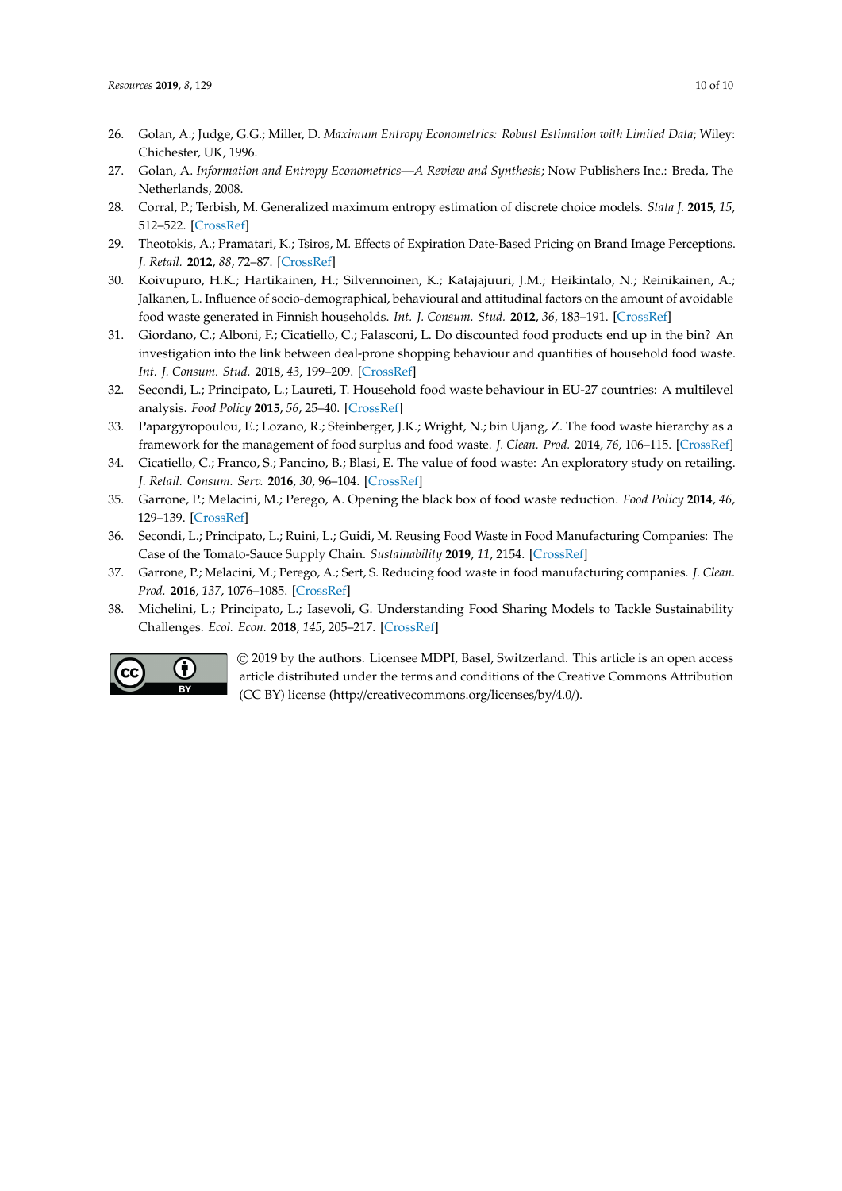26. Golan, A.; Judge, G.G.; Miller, D. *Maximum Entropy Econometrics: Robust Estimation with Limited Data*; Wiley: Chichester, UK, 1996.
27. Golan, A. *Information and Entropy Econometrics—A Review and Synthesis*; Now Publishers Inc.: Breda, The Netherlands, 2008.
28. Corral, P.; Terbish, M. Generalized maximum entropy estimation of discrete choice models. *Stata J.* **2015**, *15*, 512–522. [CrossRef]
29. Theotokis, A.; Pramatari, K.; Tsiros, M. Effects of Expiration Date-Based Pricing on Brand Image Perceptions. *J. Retail.* **2012**, *88*, 72–87. [CrossRef]
30. Koivupuro, H.K.; Hartikainen, H.; Silvennoinen, K.; Katajajuuri, J.M.; Heikintalo, N.; Reinikainen, A.; Jalkanen, L. Influence of socio-demographical, behavioural and attitudinal factors on the amount of avoidable food waste generated in Finnish households. *Int. J. Consum. Stud.* **2012**, *36*, 183–191. [CrossRef]
31. Giordano, C.; Alboni, F.; Cicatiello, C.; Falasconi, L. Do discounted food products end up in the bin? An investigation into the link between deal-prone shopping behaviour and quantities of household food waste. *Int. J. Consum. Stud.* **2018**, *43*, 199–209. [CrossRef]
32. Secondi, L.; Principato, L.; Laureti, T. Household food waste behaviour in EU-27 countries: A multilevel analysis. *Food Policy* **2015**, *56*, 25–40. [CrossRef]
33. Papargyropoulou, E.; Lozano, R.; Steinberger, J.K.; Wright, N.; bin Ujang, Z. The food waste hierarchy as a framework for the management of food surplus and food waste. *J. Clean. Prod.* **2014**, *76*, 106–115. [CrossRef]
34. Cicatiello, C.; Franco, S.; Pancino, B.; Blasi, E. The value of food waste: An exploratory study on retailing. *J. Retail. Consum. Serv.* **2016**, *30*, 96–104. [CrossRef]
35. Garrone, P.; Melacini, M.; Perego, A. Opening the black box of food waste reduction. *Food Policy* **2014**, *46*, 129–139. [CrossRef]
36. Secondi, L.; Principato, L.; Ruini, L.; Guidi, M. Reusing Food Waste in Food Manufacturing Companies: The Case of the Tomato-Sauce Supply Chain. *Sustainability* **2019**, *11*, 2154. [CrossRef]
37. Garrone, P.; Melacini, M.; Perego, A.; Sert, S. Reducing food waste in food manufacturing companies. *J. Clean. Prod.* **2016**, *137*, 1076–1085. [CrossRef]
38. Michelini, L.; Principato, L.; Iasevoli, G. Understanding Food Sharing Models to Tackle Sustainability Challenges. *Ecol. Econ.* **2018**, *145*, 205–217. [CrossRef]

© 2019 by the authors. Licensee MDPI, Basel, Switzerland. This article is an open access article distributed under the terms and conditions of the Creative Commons Attribution (CC BY) license (http://creativecommons.org/licenses/by/4.0/).